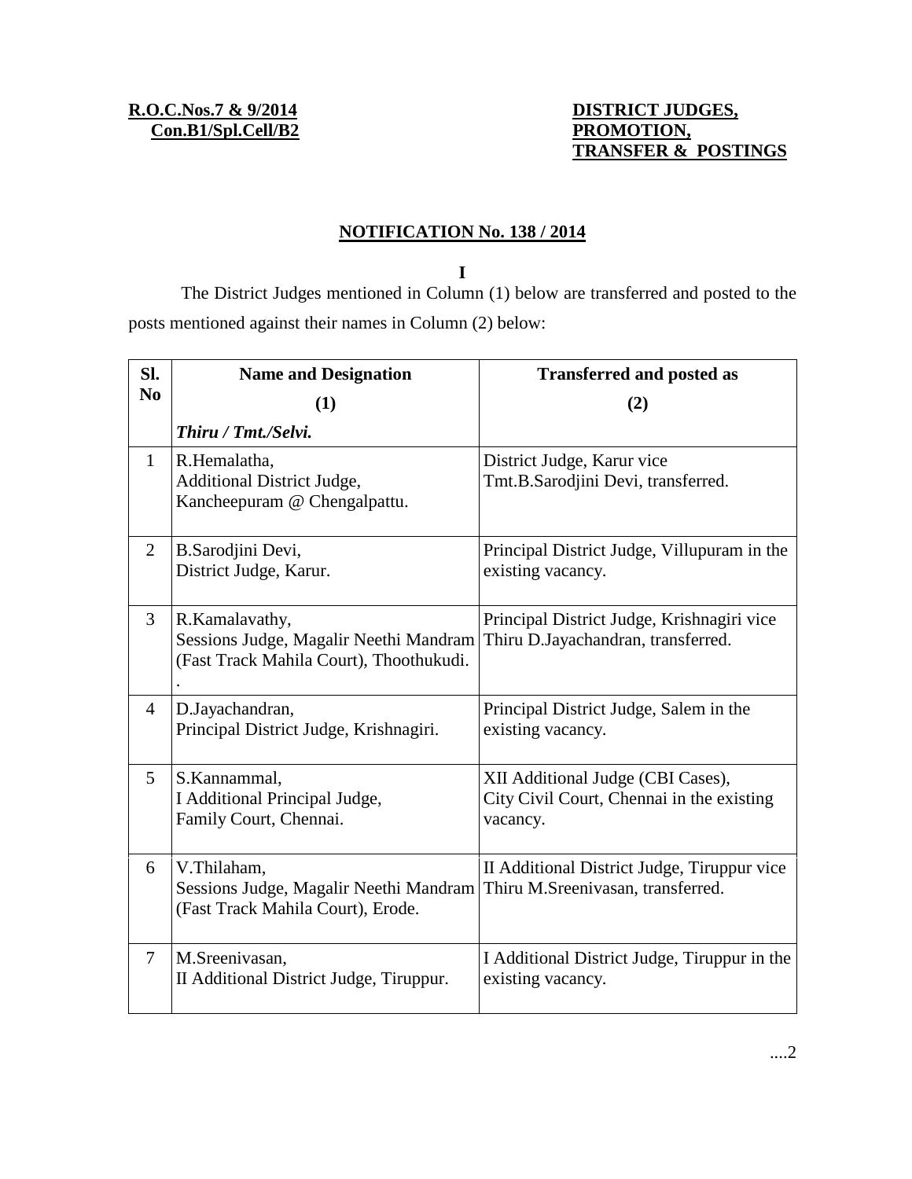**R.O.C.Nos.7 & 9/2014**
**Con.B1/Spl.Cell/B2**

**DISTRICT JUDGES, PROMOTION, TRANSFER & POSTINGS**

## NOTIFICATION No. 138 / 2014

**I**

The District Judges mentioned in Column (1) below are transferred and posted to the posts mentioned against their names in Column (2) below:

| Sl. No | Name and Designation (1) | Transferred and posted as (2) |
|---|---|---|
| | ***Thiru / Tmt./Selvi.*** | |
| 1 | R.Hemalatha, Additional District Judge, Kancheepuram @ Chengalpattu. | District Judge, Karur vice Tmt.B.Sarodjini Devi, transferred. |
| 2 | B.Sarodjini Devi, District Judge, Karur. | Principal District Judge, Villupuram in the existing vacancy. |
| 3 | R.Kamalavathy, Sessions Judge, Magalir Neethi Mandram (Fast Track Mahila Court), Thoothukudi. . | Principal District Judge, Krishnagiri vice Thiru D.Jayachandran, transferred. |
| 4 | D.Jayachandran, Principal District Judge, Krishnagiri. | Principal District Judge, Salem in the existing vacancy. |
| 5 | S.Kannammal, I Additional Principal Judge, Family Court, Chennai. | XII Additional Judge (CBI Cases), City Civil Court, Chennai in the existing vacancy. |
| 6 | V.Thilaham, Sessions Judge, Magalir Neethi Mandram (Fast Track Mahila Court), Erode. | II Additional District Judge, Tiruppur vice Thiru M.Sreenivasan, transferred. |
| 7 | M.Sreenivasan, II Additional District Judge, Tiruppur. | I Additional District Judge, Tiruppur in the existing vacancy. |

....2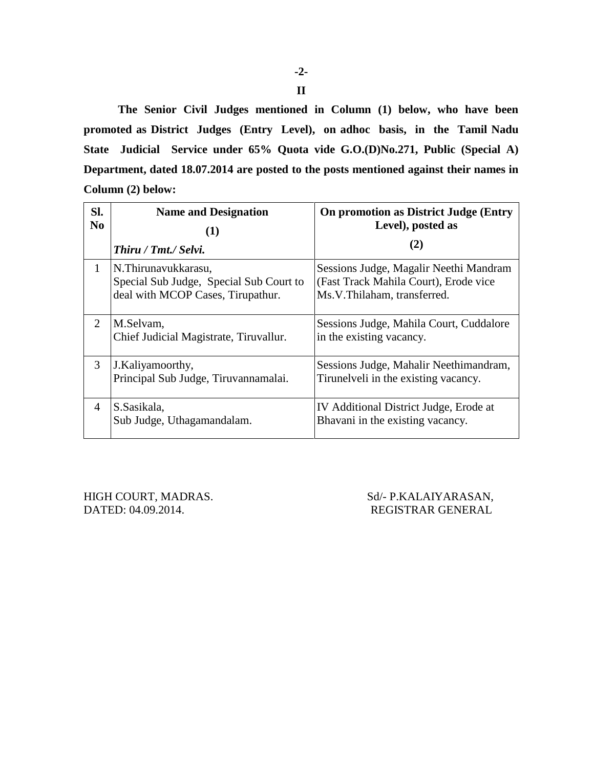## II

**The Senior Civil Judges mentioned in Column (1) below, who have been promoted as District Judges (Entry Level), on adhoc basis, in the Tamil Nadu State Judicial Service under 65% Quota vide G.O.(D)No.271, Public (Special A) Department, dated 18.07.2014 are posted to the posts mentioned against their names in Column (2) below:**

| Sl. No | Name and Designation (1) *Thiru / Tmt./ Selvi.* | On promotion as District Judge (Entry Level), posted as (2) |
|---|---|---|
| 1 | N.Thirunavukkarasu, Special Sub Judge, Special Sub Court to deal with MCOP Cases, Tirupathur. | Sessions Judge, Magalir Neethi Mandram (Fast Track Mahila Court), Erode vice Ms.V.Thilaham, transferred. |
| 2 | M.Selvam, Chief Judicial Magistrate, Tiruvallur. | Sessions Judge, Mahila Court, Cuddalore in the existing vacancy. |
| 3 | J.Kaliyamoorthy, Principal Sub Judge, Tiruvannamalai. | Sessions Judge, Mahalir Neethimandram, Tirunelveli in the existing vacancy. |
| 4 | S.Sasikala, Sub Judge, Uthagamandalam. | IV Additional District Judge, Erode at Bhavani in the existing vacancy. |

HIGH COURT, MADRAS.
DATED: 04.09.2014.

Sd/- P.KALAIYARASAN,
REGISTRAR GENERAL